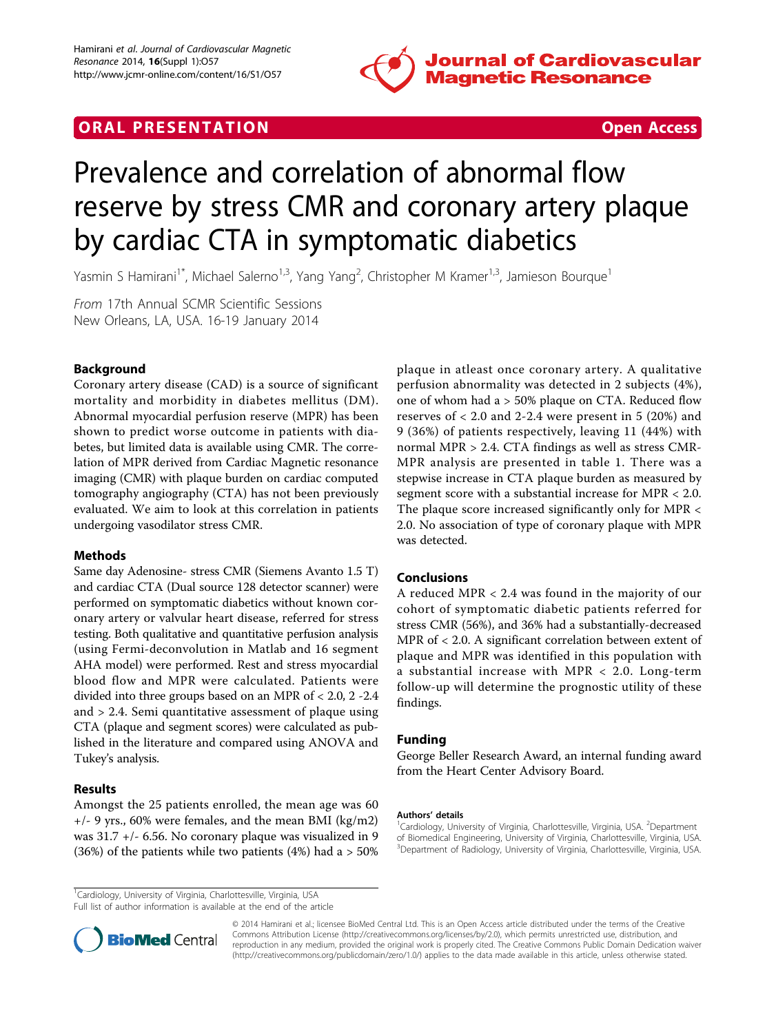ORAL PRESENTATION **Open Access**

# Prevalence and correlation of abnormal flow reserve by stress CMR and coronary artery plaque by cardiac CTA in symptomatic diabetics

Yasmin S Hamirani[1*], Michael Salerno[1,3], Yang Yang[2], Christopher M Kramer[1,3], Jamieson Bourque[1]

*From* 17th Annual SCMR Scientific Sessions
New Orleans, LA, USA. 16-19 January 2014

## Background

Coronary artery disease (CAD) is a source of significant mortality and morbidity in diabetes mellitus (DM). Abnormal myocardial perfusion reserve (MPR) has been shown to predict worse outcome in patients with diabetes, but limited data is available using CMR. The correlation of MPR derived from Cardiac Magnetic resonance imaging (CMR) with plaque burden on cardiac computed tomography angiography (CTA) has not been previously evaluated. We aim to look at this correlation in patients undergoing vasodilator stress CMR.

## Methods

Same day Adenosine- stress CMR (Siemens Avanto 1.5 T) and cardiac CTA (Dual source 128 detector scanner) were performed on symptomatic diabetics without known coronary artery or valvular heart disease, referred for stress testing. Both qualitative and quantitative perfusion analysis (using Fermi-deconvolution in Matlab and 16 segment AHA model) were performed. Rest and stress myocardial blood flow and MPR were calculated. Patients were divided into three groups based on an MPR of < 2.0, 2 -2.4 and > 2.4. Semi quantitative assessment of plaque using CTA (plaque and segment scores) were calculated as published in the literature and compared using ANOVA and Tukey's analysis.

## Results

Amongst the 25 patients enrolled, the mean age was 60 +/- 9 yrs., 60% were females, and the mean BMI (kg/m2) was 31.7 +/- 6.56. No coronary plaque was visualized in 9 (36%) of the patients while two patients (4%) had a > 50% plaque in atleast once coronary artery. A qualitative perfusion abnormality was detected in 2 subjects (4%), one of whom had a > 50% plaque on CTA. Reduced flow reserves of < 2.0 and 2-2.4 were present in 5 (20%) and 9 (36%) of patients respectively, leaving 11 (44%) with normal MPR > 2.4. CTA findings as well as stress CMR-MPR analysis are presented in table 1. There was a stepwise increase in CTA plaque burden as measured by segment score with a substantial increase for MPR < 2.0. The plaque score increased significantly only for MPR < 2.0. No association of type of coronary plaque with MPR was detected.

## Conclusions

A reduced MPR < 2.4 was found in the majority of our cohort of symptomatic diabetic patients referred for stress CMR (56%), and 36% had a substantially-decreased MPR of < 2.0. A significant correlation between extent of plaque and MPR was identified in this population with a substantial increase with MPR < 2.0. Long-term follow-up will determine the prognostic utility of these findings.

## Funding

George Beller Research Award, an internal funding award from the Heart Center Advisory Board.

**Authors' details**

[1]Cardiology, University of Virginia, Charlottesville, Virginia, USA. [2]Department of Biomedical Engineering, University of Virginia, Charlottesville, Virginia, USA. [3]Department of Radiology, University of Virginia, Charlottesville, Virginia, USA.

[1]Cardiology, University of Virginia, Charlottesville, Virginia, USA
Full list of author information is available at the end of the article

© 2014 Hamirani et al.; licensee BioMed Central Ltd. This is an Open Access article distributed under the terms of the Creative Commons Attribution License (http://creativecommons.org/licenses/by/2.0), which permits unrestricted use, distribution, and reproduction in any medium, provided the original work is properly cited. The Creative Commons Public Domain Dedication waiver (http://creativecommons.org/publicdomain/zero/1.0/) applies to the data made available in this article, unless otherwise stated.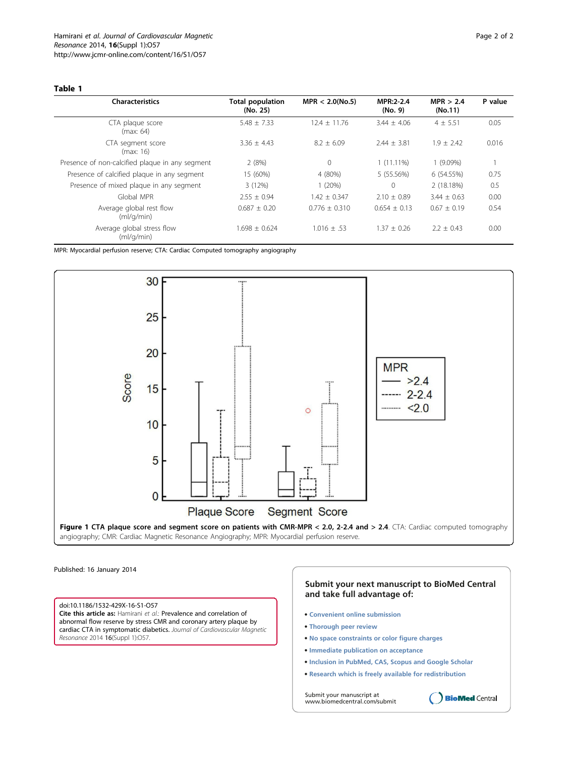**Table 1**

| Characteristics | Total population (No. 25) | MPR < 2.0(No.5) | MPR:2-2.4 (No. 9) | MPR > 2.4 (No.11) | P value |
|---|---|---|---|---|---|
| CTA plaque score (max: 64) | 5.48 ± 7.33 | 12.4 ± 11.76 | 3.44 ± 4.06 | 4 ± 5.51 | 0.05 |
| CTA segment score (max: 16) | 3.36 ± 4.43 | 8.2 ± 6.09 | 2.44 ± 3.81 | 1.9 ± 2.42 | 0.016 |
| Presence of non-calcified plaque in any segment | 2 (8%) | 0 | 1 (11.11%) | 1 (9.09%) | 1 |
| Presence of calcified plaque in any segment | 15 (60%) | 4 (80%) | 5 (55.56%) | 6 (54.55%) | 0.75 |
| Presence of mixed plaque in any segment | 3 (12%) | 1 (20%) | 0 | 2 (18.18%) | 0.5 |
| Global MPR | 2.55 ± 0.94 | 1.42 ± 0.347 | 2.10 ± 0.89 | 3.44 ± 0.63 | 0.00 |
| Average global rest flow (ml/g/min) | 0.687 ± 0.20 | 0.776 ± 0.310 | 0.654 ± 0.13 | 0.67 ± 0.19 | 0.54 |
| Average global stress flow (ml/g/min) | 1.698 ± 0.624 | 1.016 ± .53 | 1.37 ± 0.26 | 2.2 ± 0.43 | 0.00 |

MPR: Myocardial perfusion reserve; CTA: Cardiac Computed tomography angiography

Score
0
5
10
15
20
25
30
Plaque Score
Segment Score
MPR
>2.4
2-2.4
<2.0

**Figure 1 CTA plaque score and segment score on patients with CMR-MPR < 2.0, 2-2.4 and > 2.4**. CTA: Cardiac computed tomography angiography; CMR: Cardiac Magnetic Resonance Angiography; MPR: Myocardial perfusion reserve.

Published: 16 January 2014

doi:10.1186/1532-429X-16-S1-O57
**Cite this article as:** Hamirani *et al.*: Prevalence and correlation of abnormal flow reserve by stress CMR and coronary artery plaque by cardiac CTA in symptomatic diabetics. *Journal of Cardiovascular Magnetic Resonance* 2014 **16**(Suppl 1):O57.

**Submit your next manuscript to BioMed Central and take full advantage of:**

- Convenient online submission
- Thorough peer review
- No space constraints or color figure charges
- Immediate publication on acceptance
- Inclusion in PubMed, CAS, Scopus and Google Scholar
- Research which is freely available for redistribution

Submit your manuscript at
www.biomedcentral.com/submit

BioMed Central